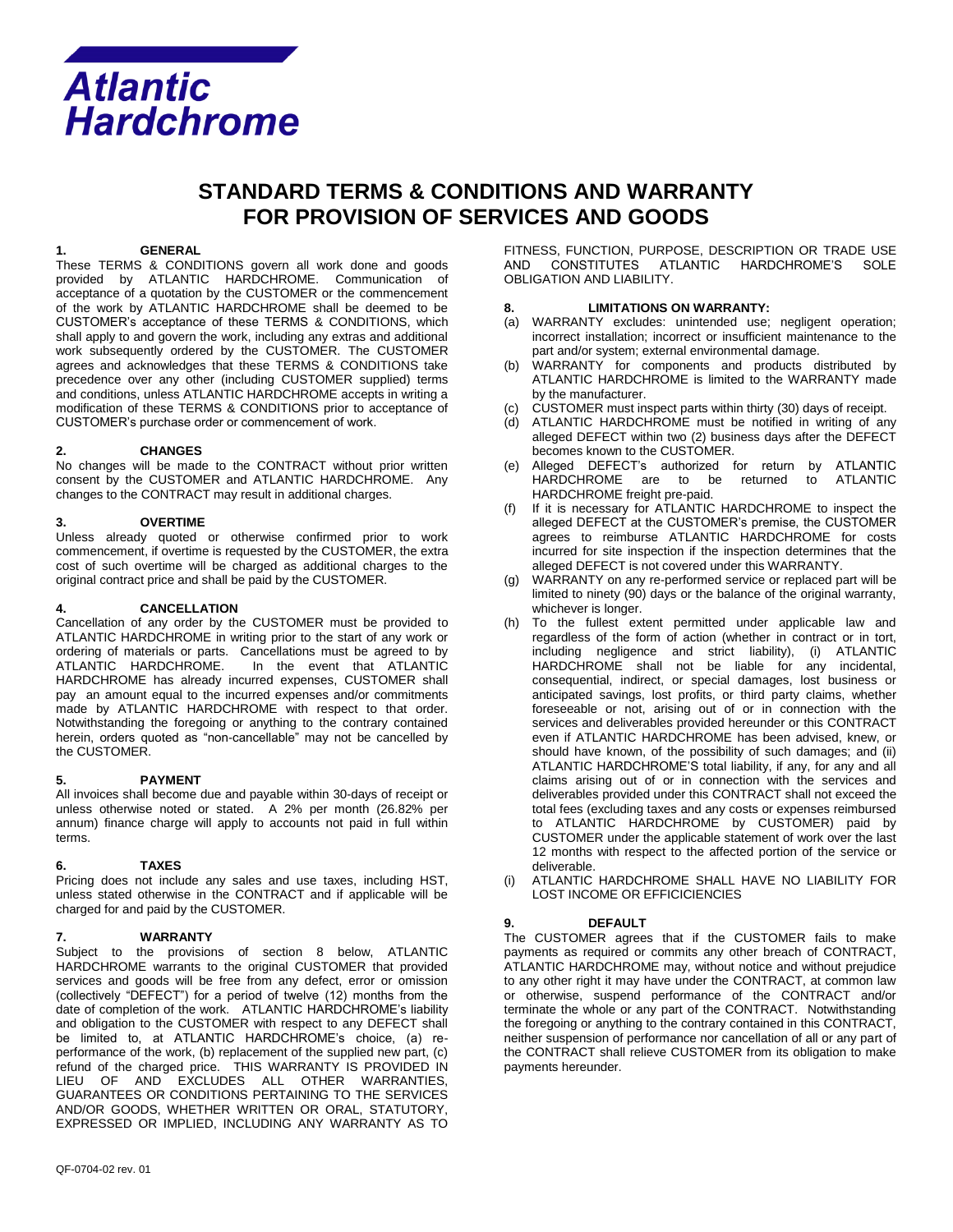Atlantic Hardchrome

# STANDARD TERMS & CONDITIONS AND WARRANTY FOR PROVISION OF SERVICES AND GOODS

## 1. GENERAL

These TERMS & CONDITIONS govern all work done and goods provided by ATLANTIC HARDCHROME. Communication of acceptance of a quotation by the CUSTOMER or the commencement of the work by ATLANTIC HARDCHROME shall be deemed to be CUSTOMER's acceptance of these TERMS & CONDITIONS, which shall apply to and govern the work, including any extras and additional work subsequently ordered by the CUSTOMER. The CUSTOMER agrees and acknowledges that these TERMS & CONDITIONS take precedence over any other (including CUSTOMER supplied) terms and conditions, unless ATLANTIC HARDCHROME accepts in writing a modification of these TERMS & CONDITIONS prior to acceptance of CUSTOMER's purchase order or commencement of work.

## 2. CHANGES

No changes will be made to the CONTRACT without prior written consent by the CUSTOMER and ATLANTIC HARDCHROME. Any changes to the CONTRACT may result in additional charges.

## 3. OVERTIME

Unless already quoted or otherwise confirmed prior to work commencement, if overtime is requested by the CUSTOMER, the extra cost of such overtime will be charged as additional charges to the original contract price and shall be paid by the CUSTOMER.

## 4. CANCELLATION

Cancellation of any order by the CUSTOMER must be provided to ATLANTIC HARDCHROME in writing prior to the start of any work or ordering of materials or parts. Cancellations must be agreed to by ATLANTIC HARDCHROME. In the event that ATLANTIC HARDCHROME has already incurred expenses, CUSTOMER shall pay an amount equal to the incurred expenses and/or commitments made by ATLANTIC HARDCHROME with respect to that order. Notwithstanding the foregoing or anything to the contrary contained herein, orders quoted as "non-cancellable" may not be cancelled by the CUSTOMER.

## 5. PAYMENT

All invoices shall become due and payable within 30-days of receipt or unless otherwise noted or stated. A 2% per month (26.82% per annum) finance charge will apply to accounts not paid in full within terms.

## 6. TAXES

Pricing does not include any sales and use taxes, including HST, unless stated otherwise in the CONTRACT and if applicable will be charged for and paid by the CUSTOMER.

## 7. WARRANTY

Subject to the provisions of section 8 below, ATLANTIC HARDCHROME warrants to the original CUSTOMER that provided services and goods will be free from any defect, error or omission (collectively "DEFECT") for a period of twelve (12) months from the date of completion of the work. ATLANTIC HARDCHROME's liability and obligation to the CUSTOMER with respect to any DEFECT shall be limited to, at ATLANTIC HARDCHROME's choice, (a) re-performance of the work, (b) replacement of the supplied new part, (c) refund of the charged price. THIS WARRANTY IS PROVIDED IN LIEU OF AND EXCLUDES ALL OTHER WARRANTIES, GUARANTEES OR CONDITIONS PERTAINING TO THE SERVICES AND/OR GOODS, WHETHER WRITTEN OR ORAL, STATUTORY, EXPRESSED OR IMPLIED, INCLUDING ANY WARRANTY AS TO FITNESS, FUNCTION, PURPOSE, DESCRIPTION OR TRADE USE AND CONSTITUTES ATLANTIC HARDCHROME'S SOLE OBLIGATION AND LIABILITY.

## 8. LIMITATIONS ON WARRANTY:

(a) WARRANTY excludes: unintended use; negligent operation; incorrect installation; incorrect or insufficient maintenance to the part and/or system; external environmental damage.

(b) WARRANTY for components and products distributed by ATLANTIC HARDCHROME is limited to the WARRANTY made by the manufacturer.

(c) CUSTOMER must inspect parts within thirty (30) days of receipt.

(d) ATLANTIC HARDCHROME must be notified in writing of any alleged DEFECT within two (2) business days after the DEFECT becomes known to the CUSTOMER.

(e) Alleged DEFECT's authorized for return by ATLANTIC HARDCHROME are to be returned to ATLANTIC HARDCHROME freight pre-paid.

(f) If it is necessary for ATLANTIC HARDCHROME to inspect the alleged DEFECT at the CUSTOMER's premise, the CUSTOMER agrees to reimburse ATLANTIC HARDCHROME for costs incurred for site inspection if the inspection determines that the alleged DEFECT is not covered under this WARRANTY.

(g) WARRANTY on any re-performed service or replaced part will be limited to ninety (90) days or the balance of the original warranty, whichever is longer.

(h) To the fullest extent permitted under applicable law and regardless of the form of action (whether in contract or in tort, including negligence and strict liability), (i) ATLANTIC HARDCHROME shall not be liable for any incidental, consequential, indirect, or special damages, lost business or anticipated savings, lost profits, or third party claims, whether foreseeable or not, arising out of or in connection with the services and deliverables provided hereunder or this CONTRACT even if ATLANTIC HARDCHROME has been advised, knew, or should have known, of the possibility of such damages; and (ii) ATLANTIC HARDCHROME'S total liability, if any, for any and all claims arising out of or in connection with the services and deliverables provided under this CONTRACT shall not exceed the total fees (excluding taxes and any costs or expenses reimbursed to ATLANTIC HARDCHROME by CUSTOMER) paid by CUSTOMER under the applicable statement of work over the last 12 months with respect to the affected portion of the service or deliverable.

(i) ATLANTIC HARDCHROME SHALL HAVE NO LIABILITY FOR LOST INCOME OR EFFICIENCIES

## 9. DEFAULT

The CUSTOMER agrees that if the CUSTOMER fails to make payments as required or commits any other breach of CONTRACT, ATLANTIC HARDCHROME may, without notice and without prejudice to any other right it may have under the CONTRACT, at common law or otherwise, suspend performance of the CONTRACT and/or terminate the whole or any part of the CONTRACT. Notwithstanding the foregoing or anything to the contrary contained in this CONTRACT, neither suspension of performance nor cancellation of all or any part of the CONTRACT shall relieve CUSTOMER from its obligation to make payments hereunder.

QF-0704-02 rev. 01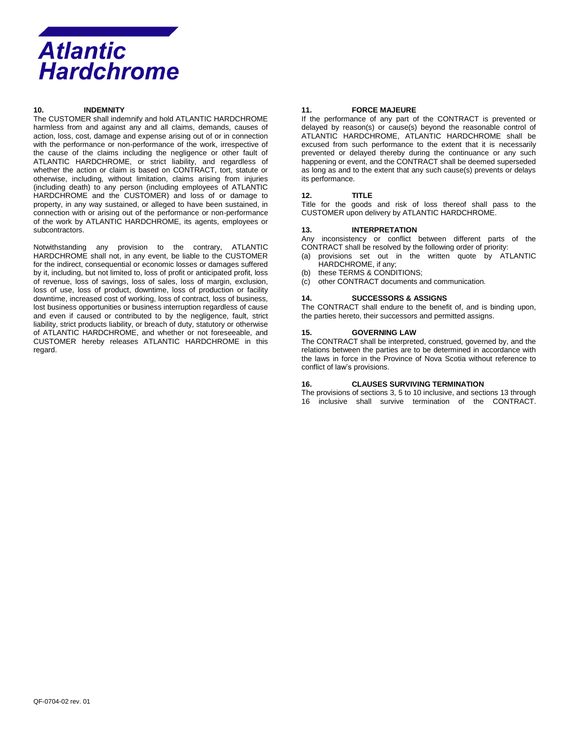# Atlantic Hardchrome

## 10. INDEMNITY

The CUSTOMER shall indemnify and hold ATLANTIC HARDCHROME harmless from and against any and all claims, demands, causes of action, loss, cost, damage and expense arising out of or in connection with the performance or non-performance of the work, irrespective of the cause of the claims including the negligence or other fault of ATLANTIC HARDCHROME, or strict liability, and regardless of whether the action or claim is based on CONTRACT, tort, statute or otherwise, including, without limitation, claims arising from injuries (including death) to any person (including employees of ATLANTIC HARDCHROME and the CUSTOMER) and loss of or damage to property, in any way sustained, or alleged to have been sustained, in connection with or arising out of the performance or non-performance of the work by ATLANTIC HARDCHROME, its agents, employees or subcontractors.

Notwithstanding any provision to the contrary, ATLANTIC HARDCHROME shall not, in any event, be liable to the CUSTOMER for the indirect, consequential or economic losses or damages suffered by it, including, but not limited to, loss of profit or anticipated profit, loss of revenue, loss of savings, loss of sales, loss of margin, exclusion, loss of use, loss of product, downtime, loss of production or facility downtime, increased cost of working, loss of contract, loss of business, lost business opportunities or business interruption regardless of cause and even if caused or contributed to by the negligence, fault, strict liability, strict products liability, or breach of duty, statutory or otherwise of ATLANTIC HARDCHROME, and whether or not foreseeable, and CUSTOMER hereby releases ATLANTIC HARDCHROME in this regard.

## 11. FORCE MAJEURE

If the performance of any part of the CONTRACT is prevented or delayed by reason(s) or cause(s) beyond the reasonable control of ATLANTIC HARDCHROME, ATLANTIC HARDCHROME shall be excused from such performance to the extent that it is necessarily prevented or delayed thereby during the continuance or any such happening or event, and the CONTRACT shall be deemed superseded as long as and to the extent that any such cause(s) prevents or delays its performance.

## 12. TITLE

Title for the goods and risk of loss thereof shall pass to the CUSTOMER upon delivery by ATLANTIC HARDCHROME.

## 13. INTERPRETATION

Any inconsistency or conflict between different parts of the CONTRACT shall be resolved by the following order of priority:

(a) provisions set out in the written quote by ATLANTIC HARDCHROME, if any;
(b) these TERMS & CONDITIONS;
(c) other CONTRACT documents and communication.

## 14. SUCCESSORS & ASSIGNS

The CONTRACT shall endure to the benefit of, and is binding upon, the parties hereto, their successors and permitted assigns.

## 15. GOVERNING LAW

The CONTRACT shall be interpreted, construed, governed by, and the relations between the parties are to be determined in accordance with the laws in force in the Province of Nova Scotia without reference to conflict of law's provisions.

## 16. CLAUSES SURVIVING TERMINATION

The provisions of sections 3, 5 to 10 inclusive, and sections 13 through 16 inclusive shall survive termination of the CONTRACT.

QF-0704-02 rev. 01